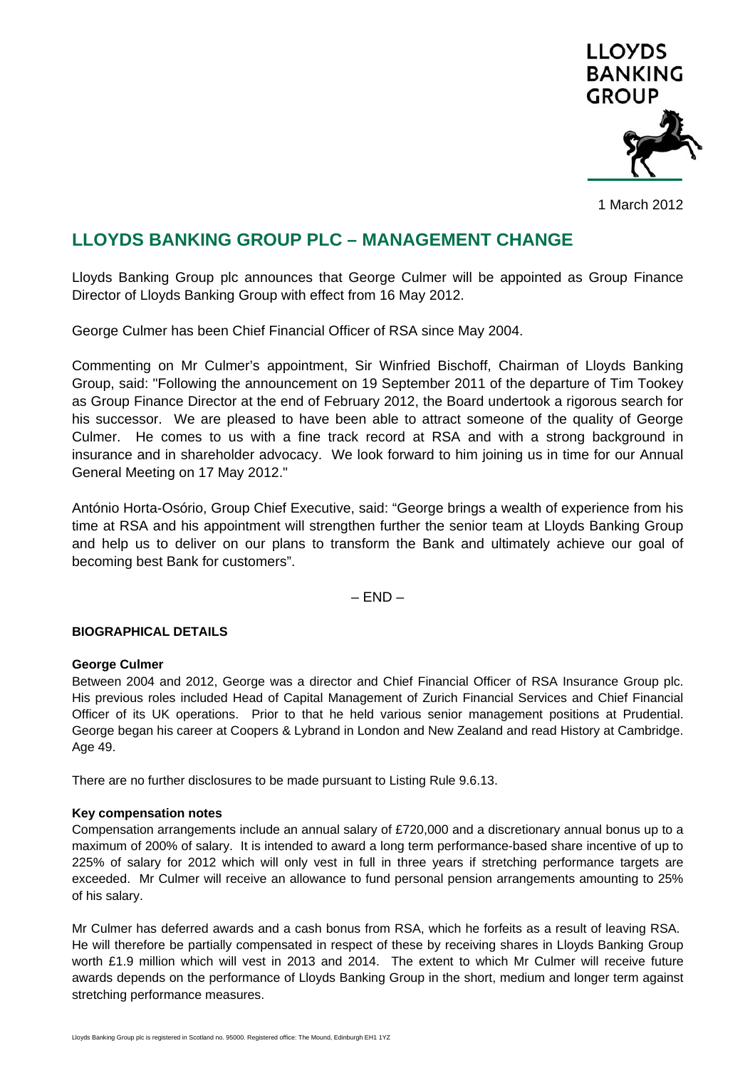1 March 2012

# LLOYDS BANKING GROUP PLC – MANAGEMENT CHANGE

Lloyds Banking Group plc announces that George Culmer will be appointed as Group Finance Director of Lloyds Banking Group with effect from 16 May 2012.

George Culmer has been Chief Financial Officer of RSA since May 2004.

Commenting on Mr Culmer's appointment, Sir Winfried Bischoff, Chairman of Lloyds Banking Group, said: "Following the announcement on 19 September 2011 of the departure of Tim Tookey as Group Finance Director at the end of February 2012, the Board undertook a rigorous search for his successor. We are pleased to have been able to attract someone of the quality of George Culmer. He comes to us with a fine track record at RSA and with a strong background in insurance and in shareholder advocacy. We look forward to him joining us in time for our Annual General Meeting on 17 May 2012."

António Horta-Osório, Group Chief Executive, said: "George brings a wealth of experience from his time at RSA and his appointment will strengthen further the senior team at Lloyds Banking Group and help us to deliver on our plans to transform the Bank and ultimately achieve our goal of becoming best Bank for customers".

– END –

**BIOGRAPHICAL DETAILS**

**George Culmer**

Between 2004 and 2012, George was a director and Chief Financial Officer of RSA Insurance Group plc. His previous roles included Head of Capital Management of Zurich Financial Services and Chief Financial Officer of its UK operations. Prior to that he held various senior management positions at Prudential. George began his career at Coopers & Lybrand in London and New Zealand and read History at Cambridge. Age 49.

There are no further disclosures to be made pursuant to Listing Rule 9.6.13.

**Key compensation notes**

Compensation arrangements include an annual salary of £720,000 and a discretionary annual bonus up to a maximum of 200% of salary. It is intended to award a long term performance-based share incentive of up to 225% of salary for 2012 which will only vest in full in three years if stretching performance targets are exceeded. Mr Culmer will receive an allowance to fund personal pension arrangements amounting to 25% of his salary.

Mr Culmer has deferred awards and a cash bonus from RSA, which he forfeits as a result of leaving RSA. He will therefore be partially compensated in respect of these by receiving shares in Lloyds Banking Group worth £1.9 million which will vest in 2013 and 2014. The extent to which Mr Culmer will receive future awards depends on the performance of Lloyds Banking Group in the short, medium and longer term against stretching performance measures.

Lloyds Banking Group plc is registered in Scotland no. 95000. Registered office: The Mound, Edinburgh EH1 1YZ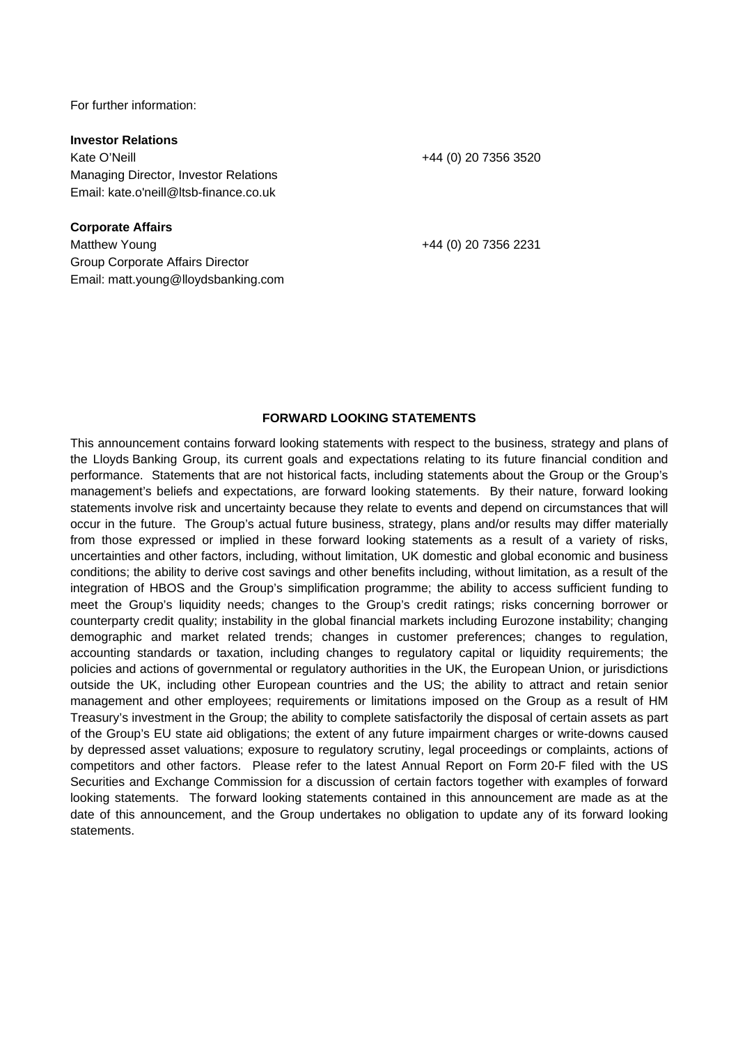For further information:

**Investor Relations**
Kate O'Neill +44 (0) 20 7356 3520
Managing Director, Investor Relations
Email: kate.o'neill@ltsb-finance.co.uk

**Corporate Affairs**
Matthew Young +44 (0) 20 7356 2231
Group Corporate Affairs Director
Email: matt.young@lloydsbanking.com

**FORWARD LOOKING STATEMENTS**

This announcement contains forward looking statements with respect to the business, strategy and plans of the Lloyds Banking Group, its current goals and expectations relating to its future financial condition and performance. Statements that are not historical facts, including statements about the Group or the Group's management's beliefs and expectations, are forward looking statements. By their nature, forward looking statements involve risk and uncertainty because they relate to events and depend on circumstances that will occur in the future. The Group's actual future business, strategy, plans and/or results may differ materially from those expressed or implied in these forward looking statements as a result of a variety of risks, uncertainties and other factors, including, without limitation, UK domestic and global economic and business conditions; the ability to derive cost savings and other benefits including, without limitation, as a result of the integration of HBOS and the Group's simplification programme; the ability to access sufficient funding to meet the Group's liquidity needs; changes to the Group's credit ratings; risks concerning borrower or counterparty credit quality; instability in the global financial markets including Eurozone instability; changing demographic and market related trends; changes in customer preferences; changes to regulation, accounting standards or taxation, including changes to regulatory capital or liquidity requirements; the policies and actions of governmental or regulatory authorities in the UK, the European Union, or jurisdictions outside the UK, including other European countries and the US; the ability to attract and retain senior management and other employees; requirements or limitations imposed on the Group as a result of HM Treasury's investment in the Group; the ability to complete satisfactorily the disposal of certain assets as part of the Group's EU state aid obligations; the extent of any future impairment charges or write-downs caused by depressed asset valuations; exposure to regulatory scrutiny, legal proceedings or complaints, actions of competitors and other factors. Please refer to the latest Annual Report on Form 20-F filed with the US Securities and Exchange Commission for a discussion of certain factors together with examples of forward looking statements. The forward looking statements contained in this announcement are made as at the date of this announcement, and the Group undertakes no obligation to update any of its forward looking statements.